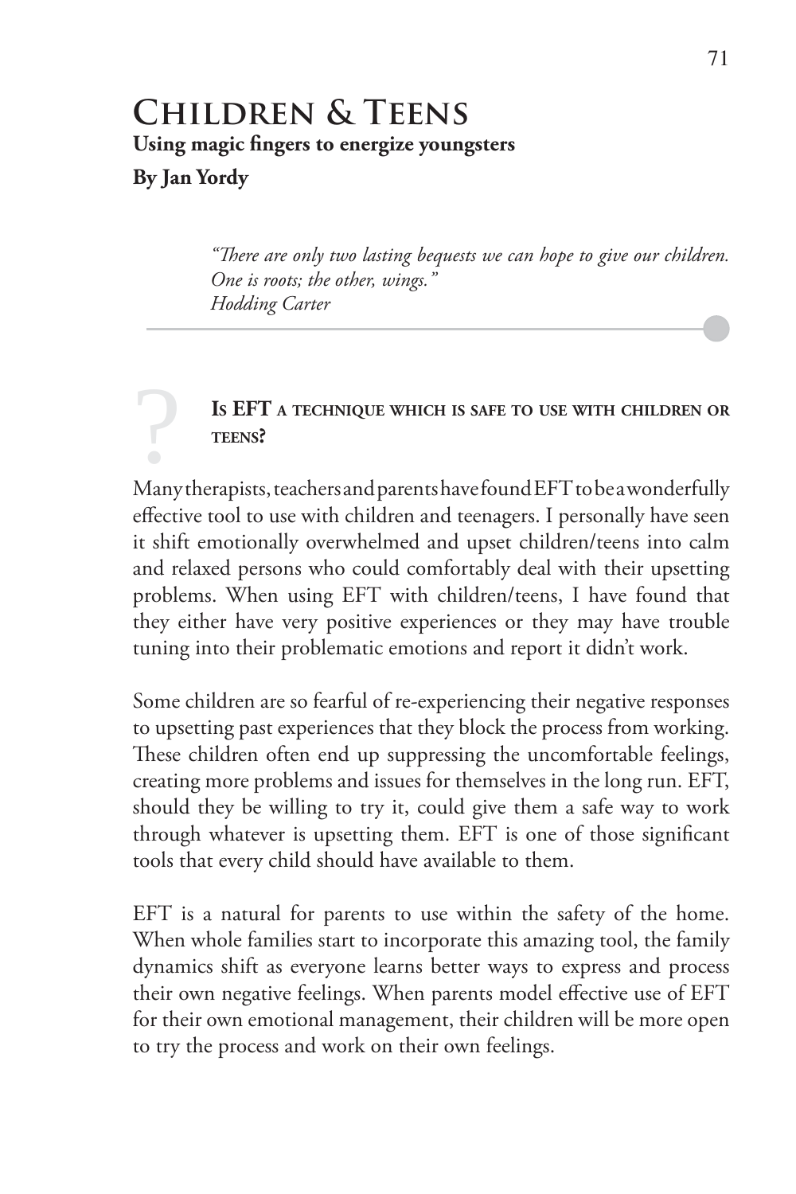# Children & Teens

**Using magic fingers to energize youngsters**

**By Jan Yordy**

> *"There are only two lasting bequests we can hope to give our children. One is roots; the other, wings."*
> *Hodding Carter*

### Is EFT a technique which is safe to use with children or teens?

Many therapists, teachers and parents have found EFT to be a wonderfully effective tool to use with children and teenagers. I personally have seen it shift emotionally overwhelmed and upset children/teens into calm and relaxed persons who could comfortably deal with their upsetting problems. When using EFT with children/teens, I have found that they either have very positive experiences or they may have trouble tuning into their problematic emotions and report it didn't work.

Some children are so fearful of re-experiencing their negative responses to upsetting past experiences that they block the process from working. These children often end up suppressing the uncomfortable feelings, creating more problems and issues for themselves in the long run. EFT, should they be willing to try it, could give them a safe way to work through whatever is upsetting them. EFT is one of those significant tools that every child should have available to them.

EFT is a natural for parents to use within the safety of the home. When whole families start to incorporate this amazing tool, the family dynamics shift as everyone learns better ways to express and process their own negative feelings. When parents model effective use of EFT for their own emotional management, their children will be more open to try the process and work on their own feelings.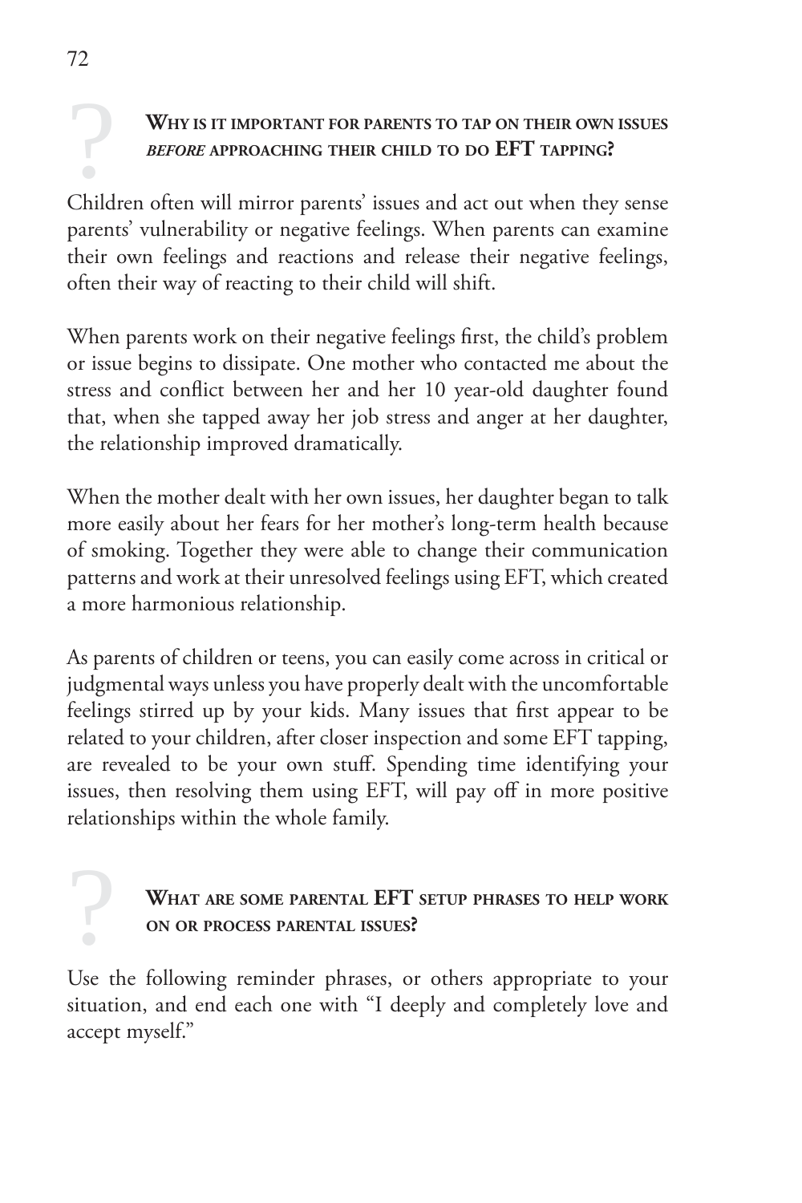### **Why is it important for parents to tap on their own issues *before* approaching their child to do EFT tapping?**

Children often will mirror parents' issues and act out when they sense parents' vulnerability or negative feelings. When parents can examine their own feelings and reactions and release their negative feelings, often their way of reacting to their child will shift.

When parents work on their negative feelings first, the child's problem or issue begins to dissipate. One mother who contacted me about the stress and conflict between her and her 10 year-old daughter found that, when she tapped away her job stress and anger at her daughter, the relationship improved dramatically.

When the mother dealt with her own issues, her daughter began to talk more easily about her fears for her mother's long-term health because of smoking. Together they were able to change their communication patterns and work at their unresolved feelings using EFT, which created a more harmonious relationship.

As parents of children or teens, you can easily come across in critical or judgmental ways unless you have properly dealt with the uncomfortable feelings stirred up by your kids. Many issues that first appear to be related to your children, after closer inspection and some EFT tapping, are revealed to be your own stuff. Spending time identifying your issues, then resolving them using EFT, will pay off in more positive relationships within the whole family.

### **What are some parental EFT setup phrases to help work on or process parental issues?**

Use the following reminder phrases, or others appropriate to your situation, and end each one with "I deeply and completely love and accept myself."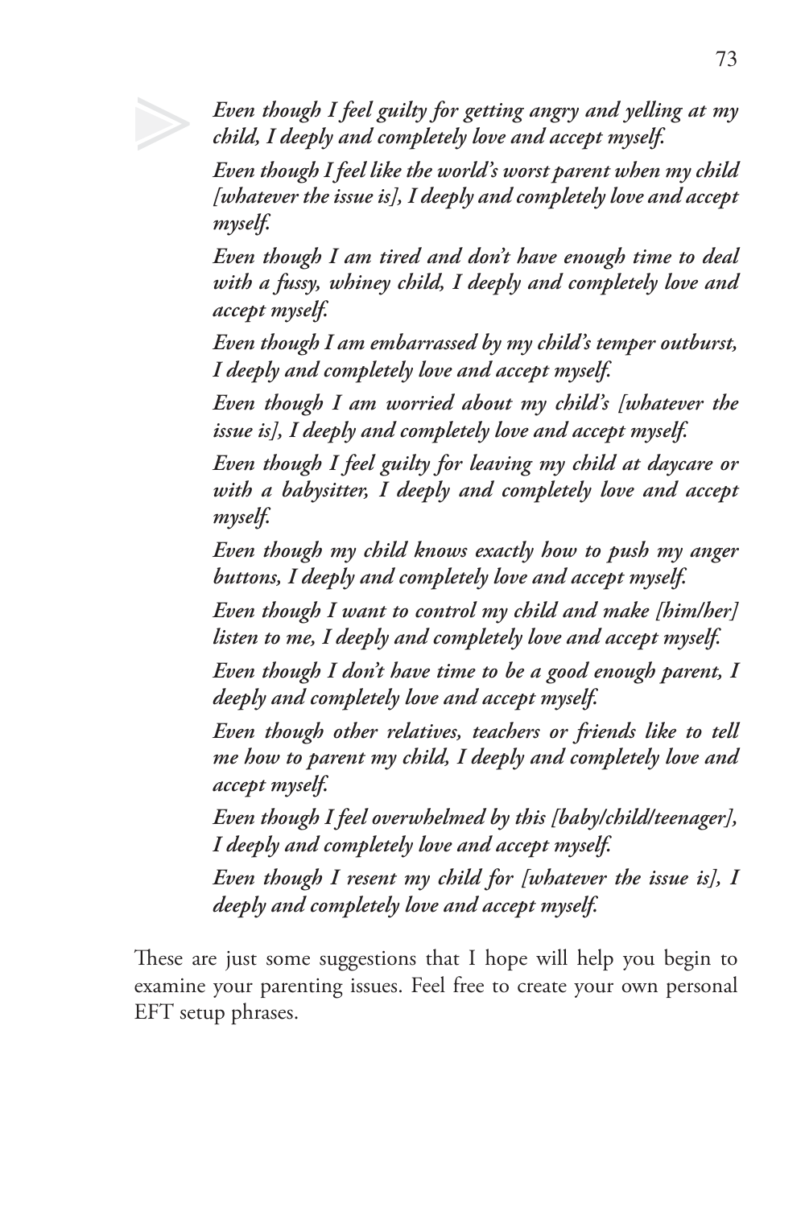*Even though I feel guilty for getting angry and yelling at my child, I deeply and completely love and accept myself.*

*Even though I feel like the world's worst parent when my child [whatever the issue is], I deeply and completely love and accept myself.*

*Even though I am tired and don't have enough time to deal with a fussy, whiney child, I deeply and completely love and accept myself.*

*Even though I am embarrassed by my child's temper outburst, I deeply and completely love and accept myself.*

*Even though I am worried about my child's [whatever the issue is], I deeply and completely love and accept myself.*

*Even though I feel guilty for leaving my child at daycare or with a babysitter, I deeply and completely love and accept myself.*

*Even though my child knows exactly how to push my anger buttons, I deeply and completely love and accept myself.*

*Even though I want to control my child and make [him/her] listen to me, I deeply and completely love and accept myself.*

*Even though I don't have time to be a good enough parent, I deeply and completely love and accept myself.*

*Even though other relatives, teachers or friends like to tell me how to parent my child, I deeply and completely love and accept myself.*

*Even though I feel overwhelmed by this [baby/child/teenager], I deeply and completely love and accept myself.*

*Even though I resent my child for [whatever the issue is], I deeply and completely love and accept myself.*

These are just some suggestions that I hope will help you begin to examine your parenting issues. Feel free to create your own personal EFT setup phrases.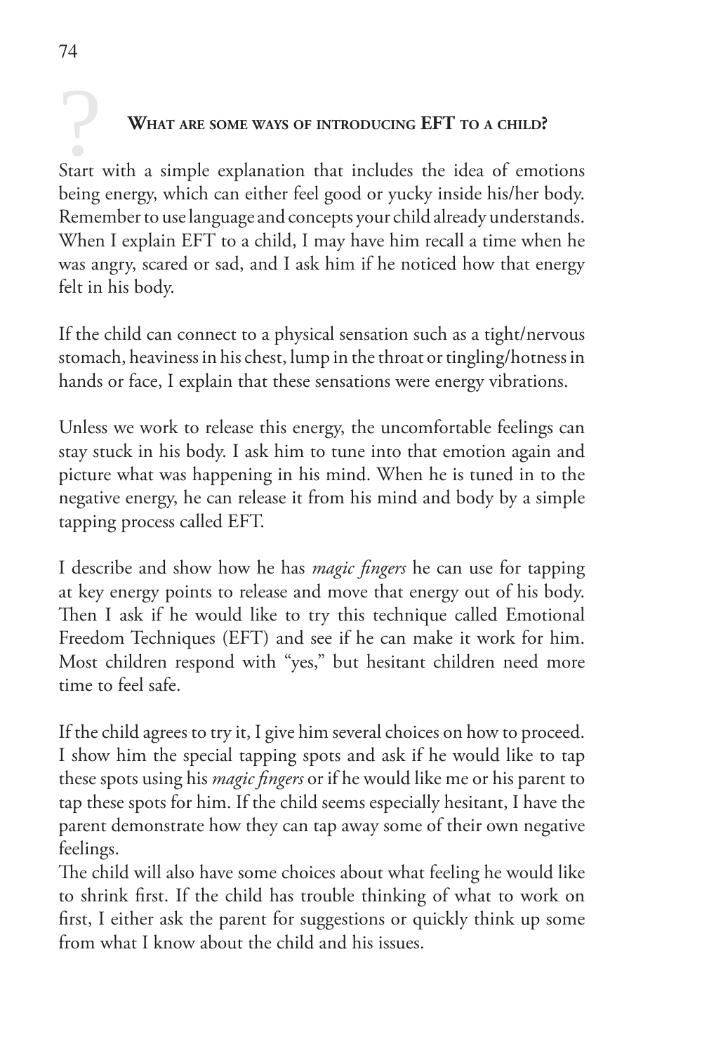### What are some ways of introducing EFT to a child?

Start with a simple explanation that includes the idea of emotions being energy, which can either feel good or yucky inside his/her body. Remember to use language and concepts your child already understands. When I explain EFT to a child, I may have him recall a time when he was angry, scared or sad, and I ask him if he noticed how that energy felt in his body.

If the child can connect to a physical sensation such as a tight/nervous stomach, heaviness in his chest, lump in the throat or tingling/hotness in hands or face, I explain that these sensations were energy vibrations.

Unless we work to release this energy, the uncomfortable feelings can stay stuck in his body. I ask him to tune into that emotion again and picture what was happening in his mind. When he is tuned in to the negative energy, he can release it from his mind and body by a simple tapping process called EFT.

I describe and show how he has *magic fingers* he can use for tapping at key energy points to release and move that energy out of his body. Then I ask if he would like to try this technique called Emotional Freedom Techniques (EFT) and see if he can make it work for him. Most children respond with "yes," but hesitant children need more time to feel safe.

If the child agrees to try it, I give him several choices on how to proceed. I show him the special tapping spots and ask if he would like to tap these spots using his *magic fingers* or if he would like me or his parent to tap these spots for him. If the child seems especially hesitant, I have the parent demonstrate how they can tap away some of their own negative feelings.

The child will also have some choices about what feeling he would like to shrink first. If the child has trouble thinking of what to work on first, I either ask the parent for suggestions or quickly think up some from what I know about the child and his issues.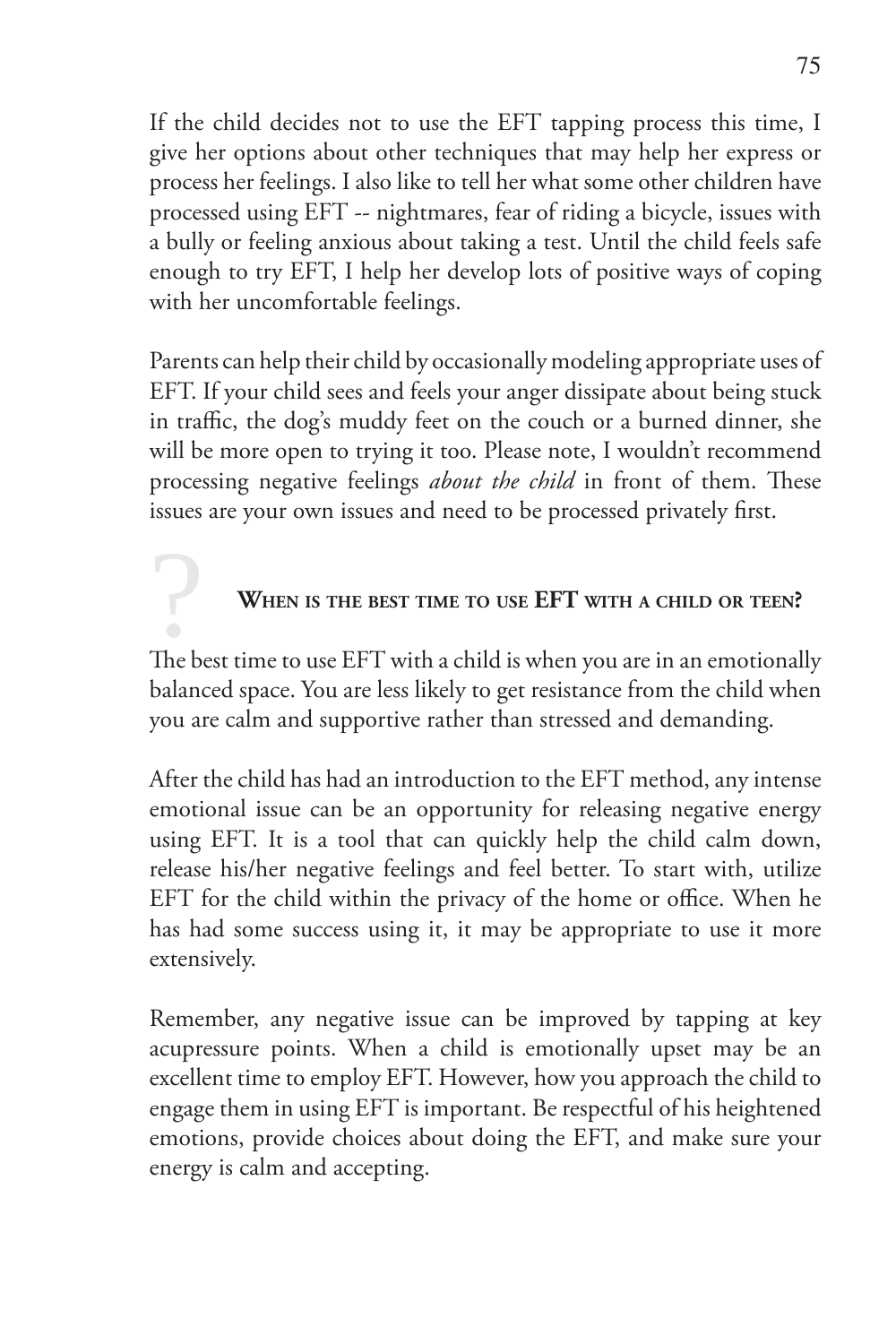If the child decides not to use the EFT tapping process this time, I give her options about other techniques that may help her express or process her feelings. I also like to tell her what some other children have processed using EFT -- nightmares, fear of riding a bicycle, issues with a bully or feeling anxious about taking a test. Until the child feels safe enough to try EFT, I help her develop lots of positive ways of coping with her uncomfortable feelings.

Parents can help their child by occasionally modeling appropriate uses of EFT. If your child sees and feels your anger dissipate about being stuck in traffic, the dog's muddy feet on the couch or a burned dinner, she will be more open to trying it too. Please note, I wouldn't recommend processing negative feelings *about the child* in front of them. These issues are your own issues and need to be processed privately first.

### When is the best time to use EFT with a child or teen?

The best time to use EFT with a child is when you are in an emotionally balanced space. You are less likely to get resistance from the child when you are calm and supportive rather than stressed and demanding.

After the child has had an introduction to the EFT method, any intense emotional issue can be an opportunity for releasing negative energy using EFT. It is a tool that can quickly help the child calm down, release his/her negative feelings and feel better. To start with, utilize EFT for the child within the privacy of the home or office. When he has had some success using it, it may be appropriate to use it more extensively.

Remember, any negative issue can be improved by tapping at key acupressure points. When a child is emotionally upset may be an excellent time to employ EFT. However, how you approach the child to engage them in using EFT is important. Be respectful of his heightened emotions, provide choices about doing the EFT, and make sure your energy is calm and accepting.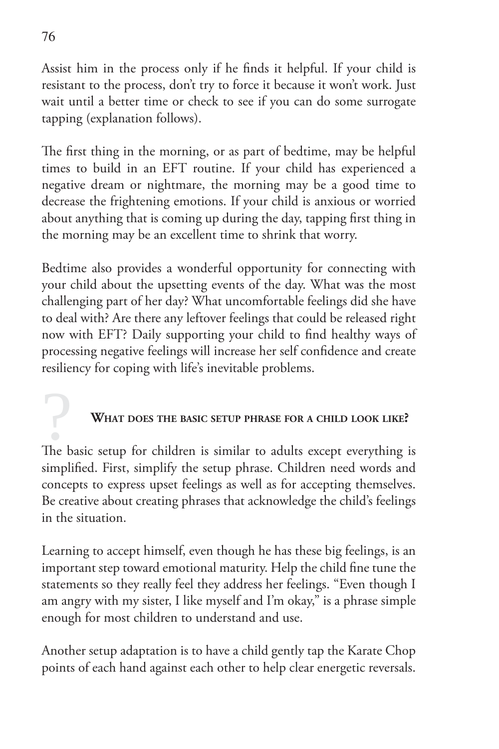Assist him in the process only if he finds it helpful. If your child is resistant to the process, don't try to force it because it won't work. Just wait until a better time or check to see if you can do some surrogate tapping (explanation follows).

The first thing in the morning, or as part of bedtime, may be helpful times to build in an EFT routine. If your child has experienced a negative dream or nightmare, the morning may be a good time to decrease the frightening emotions. If your child is anxious or worried about anything that is coming up during the day, tapping first thing in the morning may be an excellent time to shrink that worry.

Bedtime also provides a wonderful opportunity for connecting with your child about the upsetting events of the day. What was the most challenging part of her day? What uncomfortable feelings did she have to deal with? Are there any leftover feelings that could be released right now with EFT? Daily supporting your child to find healthy ways of processing negative feelings will increase her self confidence and create resiliency for coping with life's inevitable problems.

## What does the basic setup phrase for a child look like?

The basic setup for children is similar to adults except everything is simplified. First, simplify the setup phrase. Children need words and concepts to express upset feelings as well as for accepting themselves. Be creative about creating phrases that acknowledge the child's feelings in the situation.

Learning to accept himself, even though he has these big feelings, is an important step toward emotional maturity. Help the child fine tune the statements so they really feel they address her feelings. "Even though I am angry with my sister, I like myself and I'm okay," is a phrase simple enough for most children to understand and use.

Another setup adaptation is to have a child gently tap the Karate Chop points of each hand against each other to help clear energetic reversals.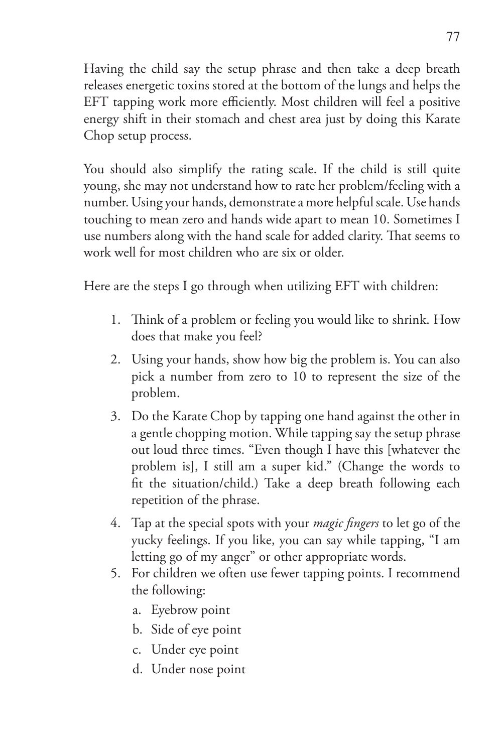Having the child say the setup phrase and then take a deep breath releases energetic toxins stored at the bottom of the lungs and helps the EFT tapping work more efficiently. Most children will feel a positive energy shift in their stomach and chest area just by doing this Karate Chop setup process.

You should also simplify the rating scale. If the child is still quite young, she may not understand how to rate her problem/feeling with a number. Using your hands, demonstrate a more helpful scale. Use hands touching to mean zero and hands wide apart to mean 10. Sometimes I use numbers along with the hand scale for added clarity. That seems to work well for most children who are six or older.

Here are the steps I go through when utilizing EFT with children:

1. Think of a problem or feeling you would like to shrink. How does that make you feel?
2. Using your hands, show how big the problem is. You can also pick a number from zero to 10 to represent the size of the problem.
3. Do the Karate Chop by tapping one hand against the other in a gentle chopping motion. While tapping say the setup phrase out loud three times. "Even though I have this [whatever the problem is], I still am a super kid." (Change the words to fit the situation/child.) Take a deep breath following each repetition of the phrase.
4. Tap at the special spots with your *magic fingers* to let go of the yucky feelings. If you like, you can say while tapping, "I am letting go of my anger" or other appropriate words.
5. For children we often use fewer tapping points. I recommend the following:
    a. Eyebrow point
    b. Side of eye point
    c. Under eye point
    d. Under nose point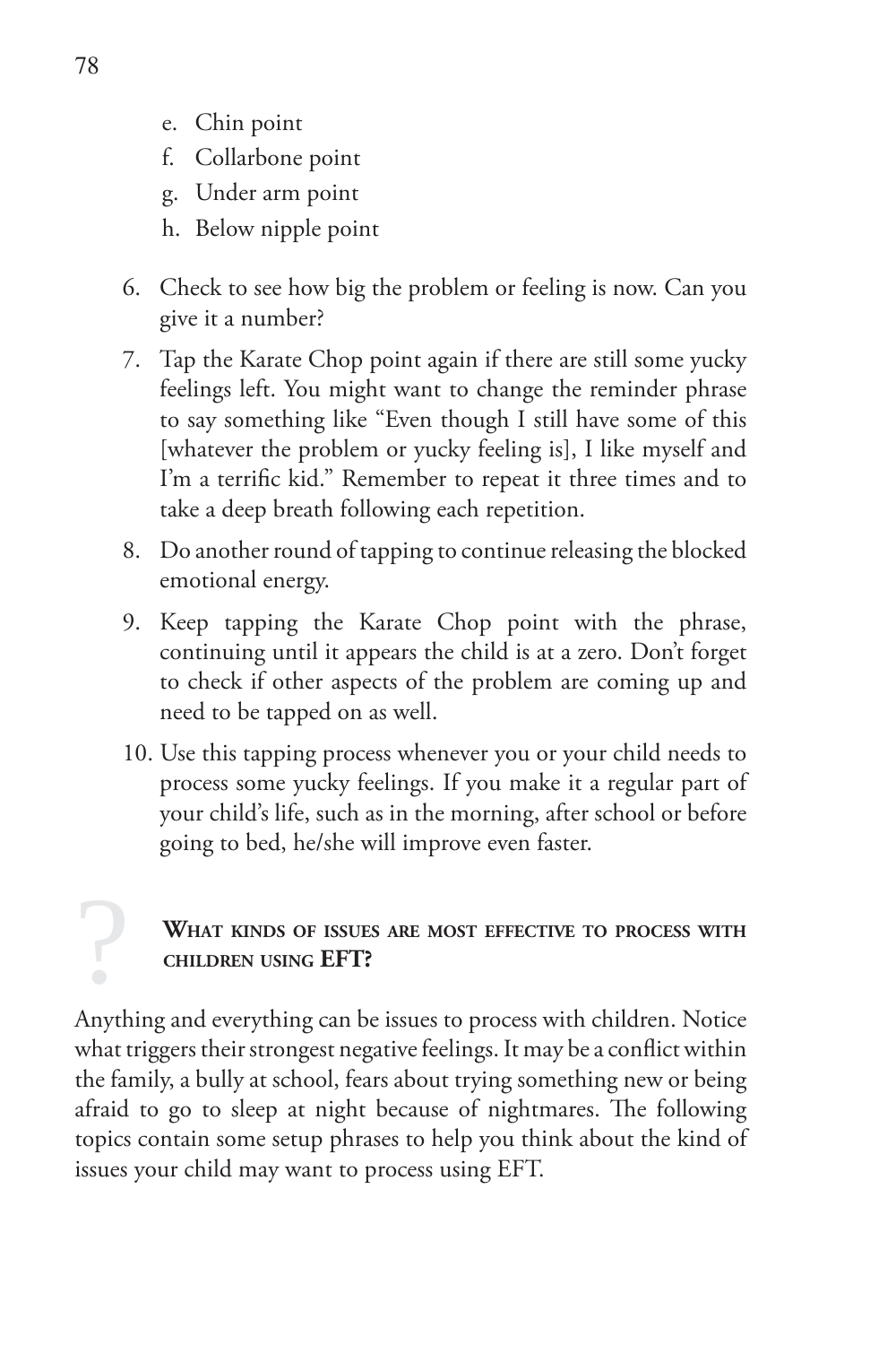e. Chin point
   f. Collarbone point
   g. Under arm point
   h. Below nipple point

6. Check to see how big the problem or feeling is now. Can you give it a number?
7. Tap the Karate Chop point again if there are still some yucky feelings left. You might want to change the reminder phrase to say something like "Even though I still have some of this [whatever the problem or yucky feeling is], I like myself and I'm a terrific kid." Remember to repeat it three times and to take a deep breath following each repetition.
8. Do another round of tapping to continue releasing the blocked emotional energy.
9. Keep tapping the Karate Chop point with the phrase, continuing until it appears the child is at a zero. Don't forget to check if other aspects of the problem are coming up and need to be tapped on as well.
10. Use this tapping process whenever you or your child needs to process some yucky feelings. If you make it a regular part of your child's life, such as in the morning, after school or before going to bed, he/she will improve even faster.

### What kinds of issues are most effective to process with children using EFT?

Anything and everything can be issues to process with children. Notice what triggers their strongest negative feelings. It may be a conflict within the family, a bully at school, fears about trying something new or being afraid to go to sleep at night because of nightmares. The following topics contain some setup phrases to help you think about the kind of issues your child may want to process using EFT.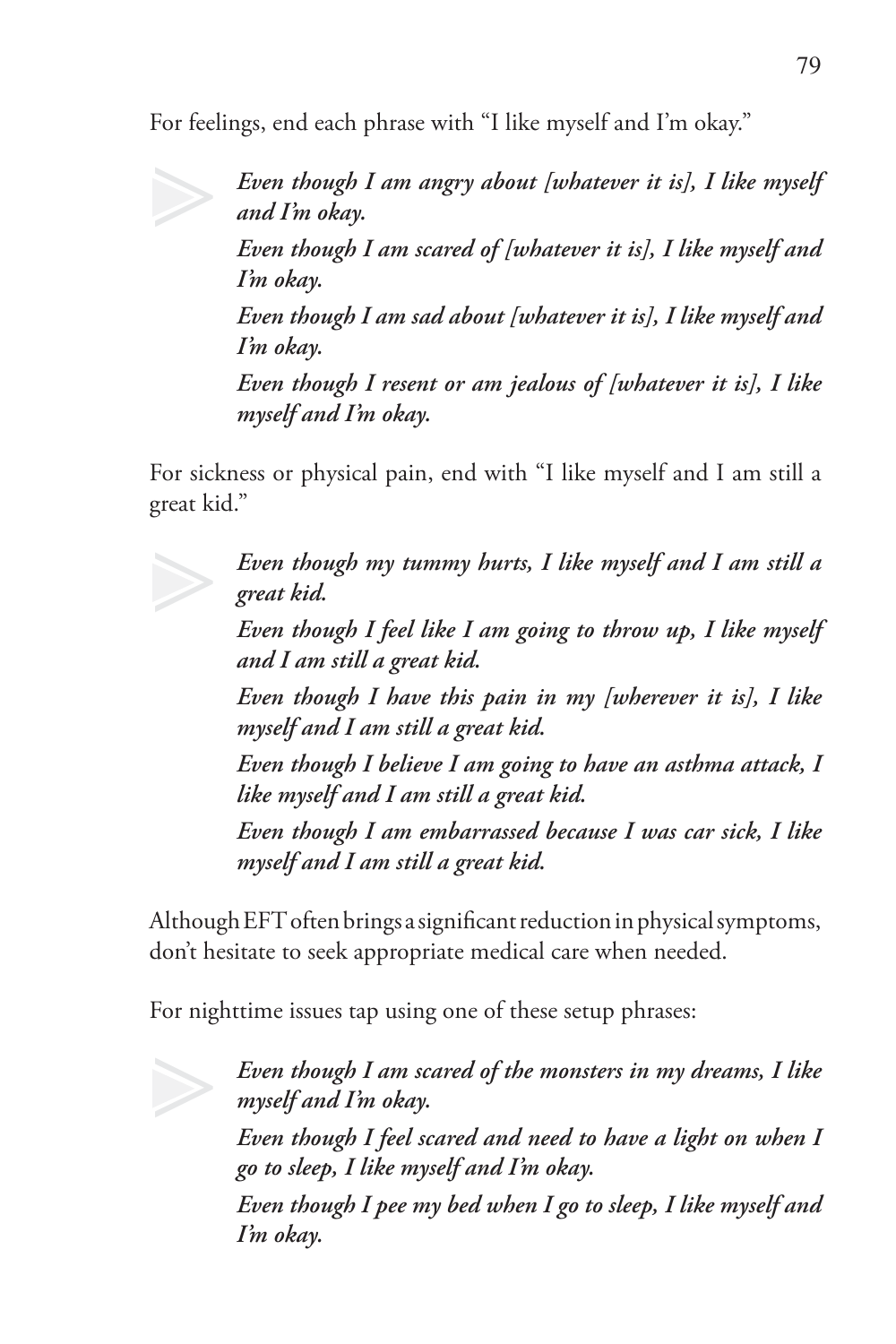For feelings, end each phrase with "I like myself and I'm okay."

> ***Even though I am angry about [whatever it is], I like myself and I'm okay.***
>
> ***Even though I am scared of [whatever it is], I like myself and I'm okay.***
>
> ***Even though I am sad about [whatever it is], I like myself and I'm okay.***
>
> ***Even though I resent or am jealous of [whatever it is], I like myself and I'm okay.***

For sickness or physical pain, end with "I like myself and I am still a great kid."

> ***Even though my tummy hurts, I like myself and I am still a great kid.***
>
> ***Even though I feel like I am going to throw up, I like myself and I am still a great kid.***
>
> ***Even though I have this pain in my [wherever it is], I like myself and I am still a great kid.***
>
> ***Even though I believe I am going to have an asthma attack, I like myself and I am still a great kid.***
>
> ***Even though I am embarrassed because I was car sick, I like myself and I am still a great kid.***

Although EFT often brings a significant reduction in physical symptoms, don't hesitate to seek appropriate medical care when needed.

For nighttime issues tap using one of these setup phrases:

> ***Even though I am scared of the monsters in my dreams, I like myself and I'm okay.***
>
> ***Even though I feel scared and need to have a light on when I go to sleep, I like myself and I'm okay.***
>
> ***Even though I pee my bed when I go to sleep, I like myself and I'm okay.***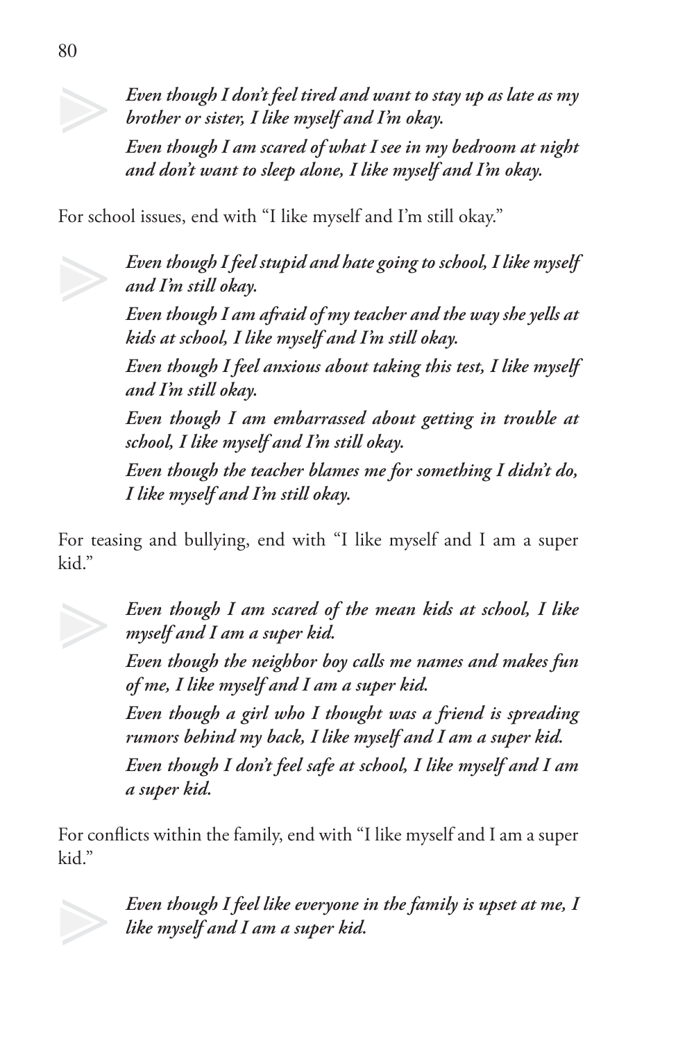*Even though I don't feel tired and want to stay up as late as my brother or sister, I like myself and I'm okay.*

*Even though I am scared of what I see in my bedroom at night and don't want to sleep alone, I like myself and I'm okay.*

For school issues, end with "I like myself and I'm still okay."

*Even though I feel stupid and hate going to school, I like myself and I'm still okay.*

*Even though I am afraid of my teacher and the way she yells at kids at school, I like myself and I'm still okay.*

*Even though I feel anxious about taking this test, I like myself and I'm still okay.*

*Even though I am embarrassed about getting in trouble at school, I like myself and I'm still okay.*

*Even though the teacher blames me for something I didn't do, I like myself and I'm still okay.*

For teasing and bullying, end with "I like myself and I am a super kid."

*Even though I am scared of the mean kids at school, I like myself and I am a super kid.*

*Even though the neighbor boy calls me names and makes fun of me, I like myself and I am a super kid.*

*Even though a girl who I thought was a friend is spreading rumors behind my back, I like myself and I am a super kid.*

*Even though I don't feel safe at school, I like myself and I am a super kid.*

For conflicts within the family, end with "I like myself and I am a super kid."

*Even though I feel like everyone in the family is upset at me, I like myself and I am a super kid.*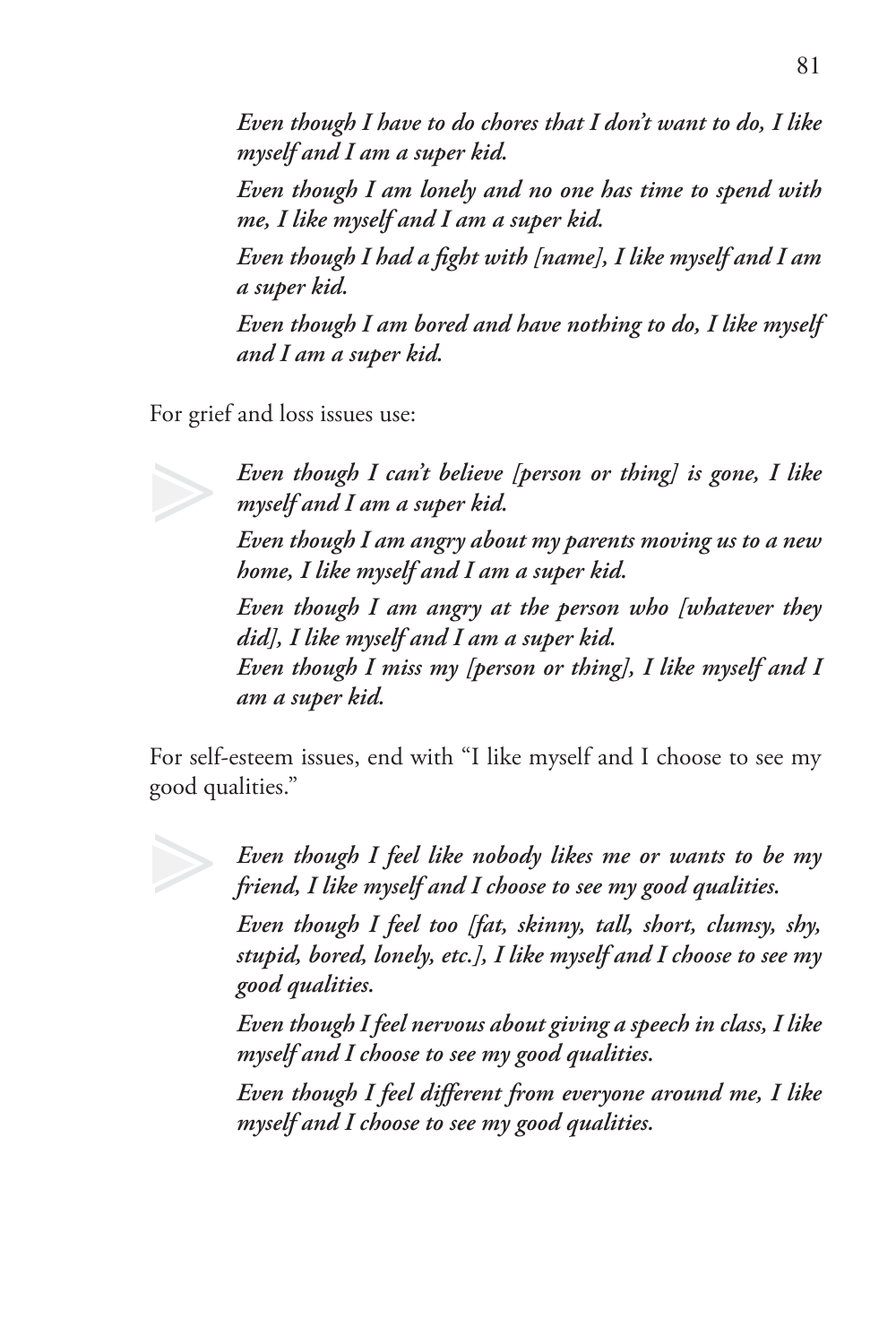*Even though I have to do chores that I don't want to do, I like myself and I am a super kid.*

*Even though I am lonely and no one has time to spend with me, I like myself and I am a super kid.*

*Even though I had a fight with [name], I like myself and I am a super kid.*

*Even though I am bored and have nothing to do, I like myself and I am a super kid.*

For grief and loss issues use:

> *Even though I can't believe [person or thing] is gone, I like myself and I am a super kid.*
>
> *Even though I am angry about my parents moving us to a new home, I like myself and I am a super kid.*
>
> *Even though I am angry at the person who [whatever they did], I like myself and I am a super kid.*
>
> *Even though I miss my [person or thing], I like myself and I am a super kid.*

For self-esteem issues, end with "I like myself and I choose to see my good qualities."

> *Even though I feel like nobody likes me or wants to be my friend, I like myself and I choose to see my good qualities.*
>
> *Even though I feel too [fat, skinny, tall, short, clumsy, shy, stupid, bored, lonely, etc.], I like myself and I choose to see my good qualities.*
>
> *Even though I feel nervous about giving a speech in class, I like myself and I choose to see my good qualities.*
>
> *Even though I feel different from everyone around me, I like myself and I choose to see my good qualities.*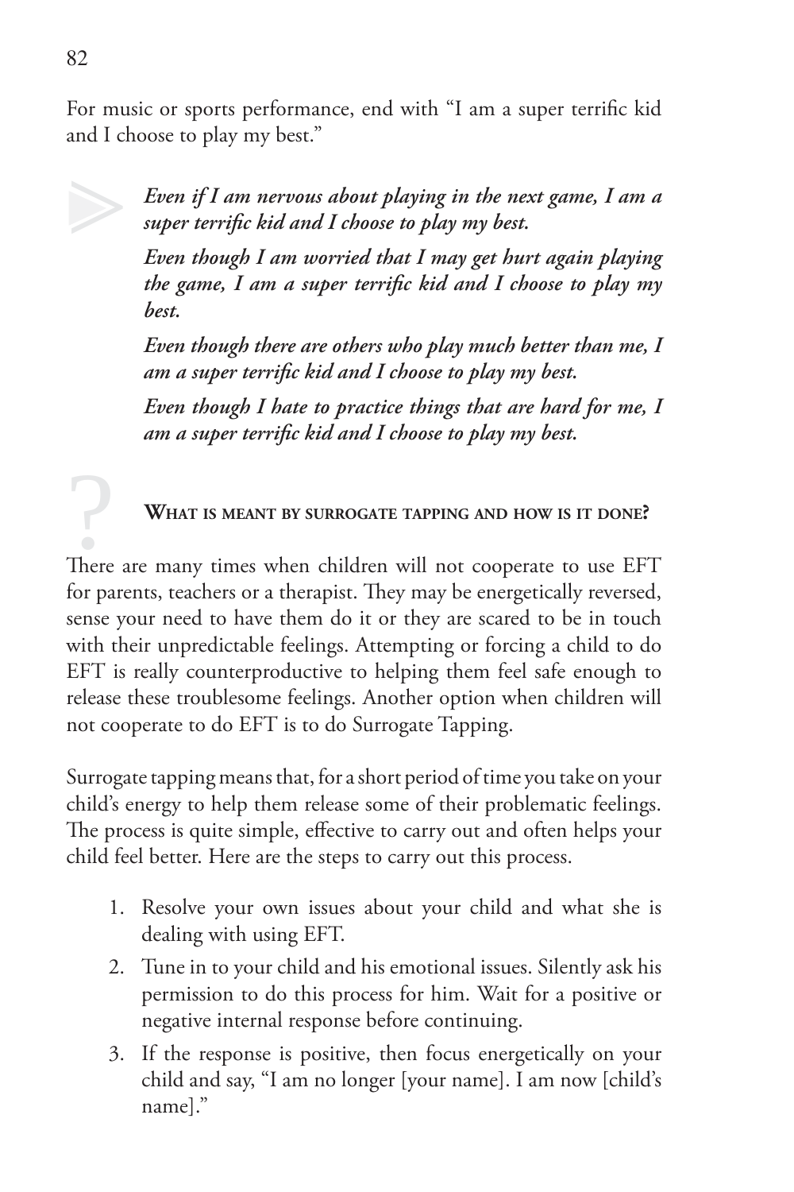For music or sports performance, end with "I am a super terrific kid and I choose to play my best."

> ***Even if I am nervous about playing in the next game, I am a super terrific kid and I choose to play my best.***
>
> ***Even though I am worried that I may get hurt again playing the game, I am a super terrific kid and I choose to play my best.***
>
> ***Even though there are others who play much better than me, I am a super terrific kid and I choose to play my best.***
>
> ***Even though I hate to practice things that are hard for me, I am a super terrific kid and I choose to play my best.***

### What is meant by surrogate tapping and how is it done?

There are many times when children will not cooperate to use EFT for parents, teachers or a therapist. They may be energetically reversed, sense your need to have them do it or they are scared to be in touch with their unpredictable feelings. Attempting or forcing a child to do EFT is really counterproductive to helping them feel safe enough to release these troublesome feelings. Another option when children will not cooperate to do EFT is to do Surrogate Tapping.

Surrogate tapping means that, for a short period of time you take on your child's energy to help them release some of their problematic feelings. The process is quite simple, effective to carry out and often helps your child feel better. Here are the steps to carry out this process.

1. Resolve your own issues about your child and what she is dealing with using EFT.
2. Tune in to your child and his emotional issues. Silently ask his permission to do this process for him. Wait for a positive or negative internal response before continuing.
3. If the response is positive, then focus energetically on your child and say, "I am no longer [your name]. I am now [child's name]."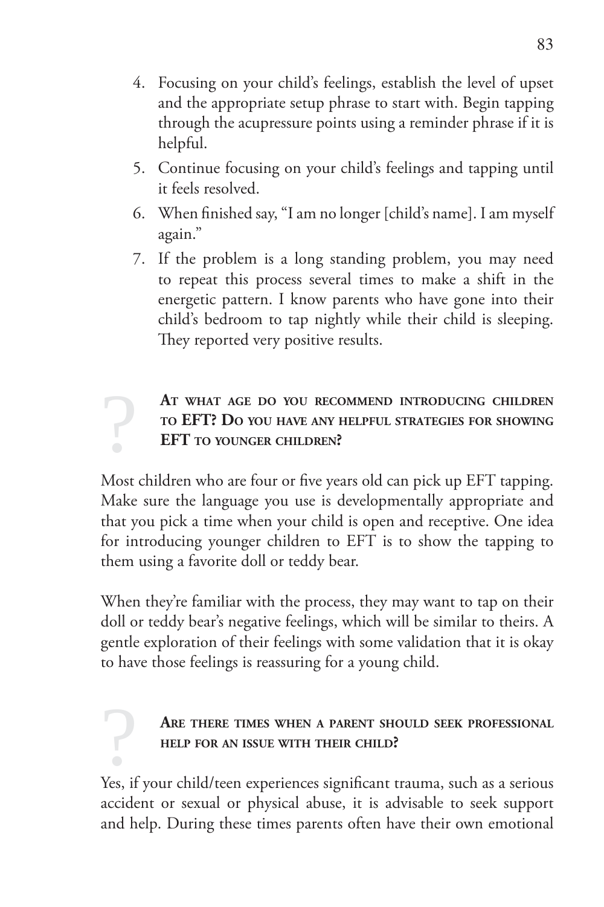4. Focusing on your child's feelings, establish the level of upset and the appropriate setup phrase to start with. Begin tapping through the acupressure points using a reminder phrase if it is helpful.
5. Continue focusing on your child's feelings and tapping until it feels resolved.
6. When finished say, "I am no longer [child's name]. I am myself again."
7. If the problem is a long standing problem, you may need to repeat this process several times to make a shift in the energetic pattern. I know parents who have gone into their child's bedroom to tap nightly while their child is sleeping. They reported very positive results.

### At what age do you recommend introducing children to EFT? Do you have any helpful strategies for showing EFT to younger children?

Most children who are four or five years old can pick up EFT tapping. Make sure the language you use is developmentally appropriate and that you pick a time when your child is open and receptive. One idea for introducing younger children to EFT is to show the tapping to them using a favorite doll or teddy bear.

When they're familiar with the process, they may want to tap on their doll or teddy bear's negative feelings, which will be similar to theirs. A gentle exploration of their feelings with some validation that it is okay to have those feelings is reassuring for a young child.

### Are there times when a parent should seek professional help for an issue with their child?

Yes, if your child/teen experiences significant trauma, such as a serious accident or sexual or physical abuse, it is advisable to seek support and help. During these times parents often have their own emotional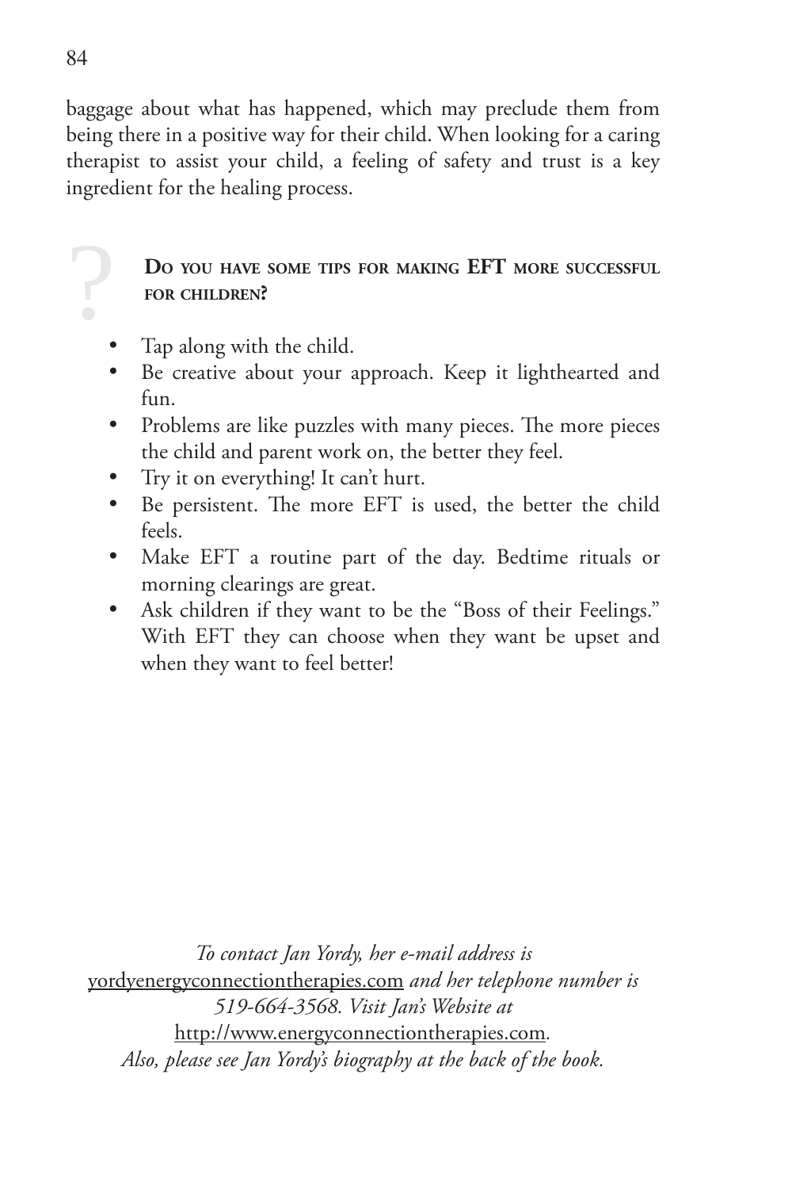baggage about what has happened, which may preclude them from being there in a positive way for their child. When looking for a caring therapist to assist your child, a feeling of safety and trust is a key ingredient for the healing process.

### Do you have some tips for making EFT more successful for children?

- Tap along with the child.
- Be creative about your approach. Keep it lighthearted and fun.
- Problems are like puzzles with many pieces. The more pieces the child and parent work on, the better they feel.
- Try it on everything! It can't hurt.
- Be persistent. The more EFT is used, the better the child feels.
- Make EFT a routine part of the day. Bedtime rituals or morning clearings are great.
- Ask children if they want to be the "Boss of their Feelings." With EFT they can choose when they want be upset and when they want to feel better!

*To contact Jan Yordy, her e-mail address is* yordyenergyconnectiontherapies.com *and her telephone number is 519-664-3568. Visit Jan's Website at* http://www.energyconnectiontherapies.com*.*
*Also, please see Jan Yordy's biography at the back of the book.*